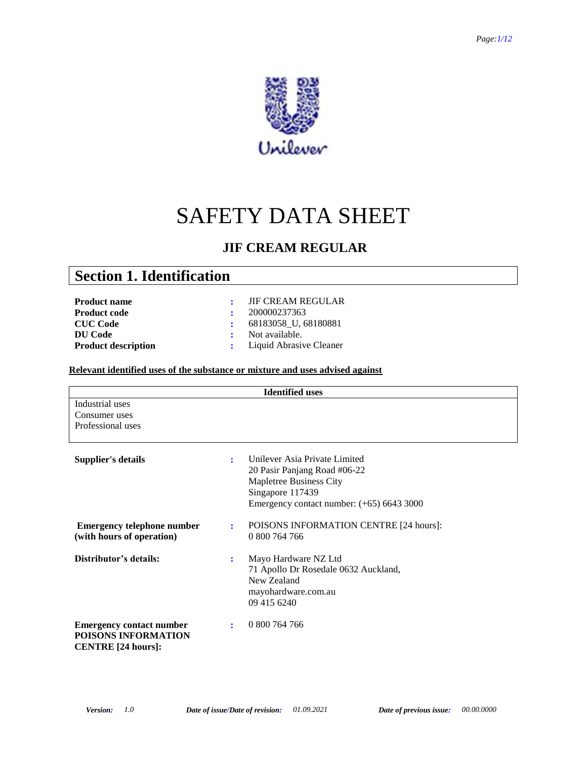# SAFETY DATA SHEET

## JIF CREAM REGULAR

## Section 1. Identification

| | | |
|---|---|---|
| **Product name** | : | JIF CREAM REGULAR |
| **Product code** | : | 200000237363 |
| **CUC Code** | : | 68183058_U, 68180881 |
| **DU Code** | : | Not available. |
| **Product description** | : | Liquid Abrasive Cleaner |

**Relevant identified uses of the substance or mixture and uses advised against**

| Identified uses |
|---|
| Industrial uses<br>Consumer uses<br>Professional uses |

| | | |
|---|---|---|
| **Supplier's details** | : | Unilever Asia Private Limited<br>20 Pasir Panjang Road #06-22<br>Mapletree Business City<br>Singapore 117439<br>Emergency contact number: (+65) 6643 3000 |
| **Emergency telephone number (with hours of operation)** | : | POISONS INFORMATION CENTRE [24 hours]:<br>0 800 764 766 |
| **Distributor's details:** | : | Mayo Hardware NZ Ltd<br>71 Apollo Dr Rosedale 0632 Auckland,<br>New Zealand<br>mayohardware.com.au<br>09 415 6240 |
| **Emergency contact number POISONS INFORMATION CENTRE [24 hours]:** | : | 0 800 764 766 |

*Version:* 1.0 &nbsp;&nbsp; *Date of issue/Date of revision:* 01.09.2021 &nbsp;&nbsp; *Date of previous issue:* 00.00.0000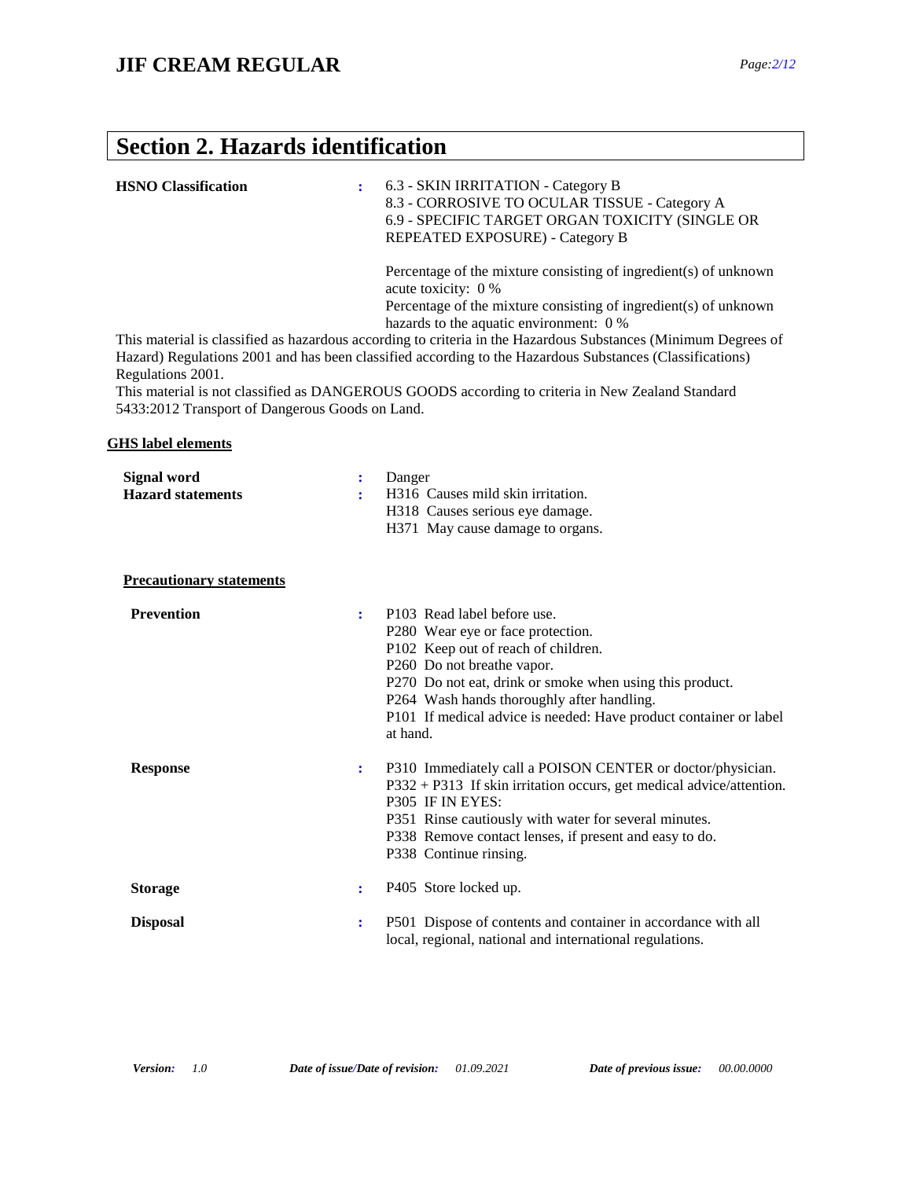## Section 2. Hazards identification

**HSNO Classification** : 6.3 - SKIN IRRITATION - Category B
8.3 - CORROSIVE TO OCULAR TISSUE - Category A
6.9 - SPECIFIC TARGET ORGAN TOXICITY (SINGLE OR REPEATED EXPOSURE) - Category B

Percentage of the mixture consisting of ingredient(s) of unknown acute toxicity: 0 %
Percentage of the mixture consisting of ingredient(s) of unknown hazards to the aquatic environment: 0 %

This material is classified as hazardous according to criteria in the Hazardous Substances (Minimum Degrees of Hazard) Regulations 2001 and has been classified according to the Hazardous Substances (Classifications) Regulations 2001.
This material is not classified as DANGEROUS GOODS according to criteria in New Zealand Standard 5433:2012 Transport of Dangerous Goods on Land.

### GHS label elements

**Signal word** : Danger

**Hazard statements** :
H316 Causes mild skin irritation.
H318 Causes serious eye damage.
H371 May cause damage to organs.

### Precautionary statements

**Prevention** :
P103 Read label before use.
P280 Wear eye or face protection.
P102 Keep out of reach of children.
P260 Do not breathe vapor.
P270 Do not eat, drink or smoke when using this product.
P264 Wash hands thoroughly after handling.
P101 If medical advice is needed: Have product container or label at hand.

**Response** :
P310 Immediately call a POISON CENTER or doctor/physician.
P332 + P313 If skin irritation occurs, get medical advice/attention.
P305 IF IN EYES:
P351 Rinse cautiously with water for several minutes.
P338 Remove contact lenses, if present and easy to do.
P338 Continue rinsing.

**Storage** : P405 Store locked up.

**Disposal** : P501 Dispose of contents and container in accordance with all local, regional, national and international regulations.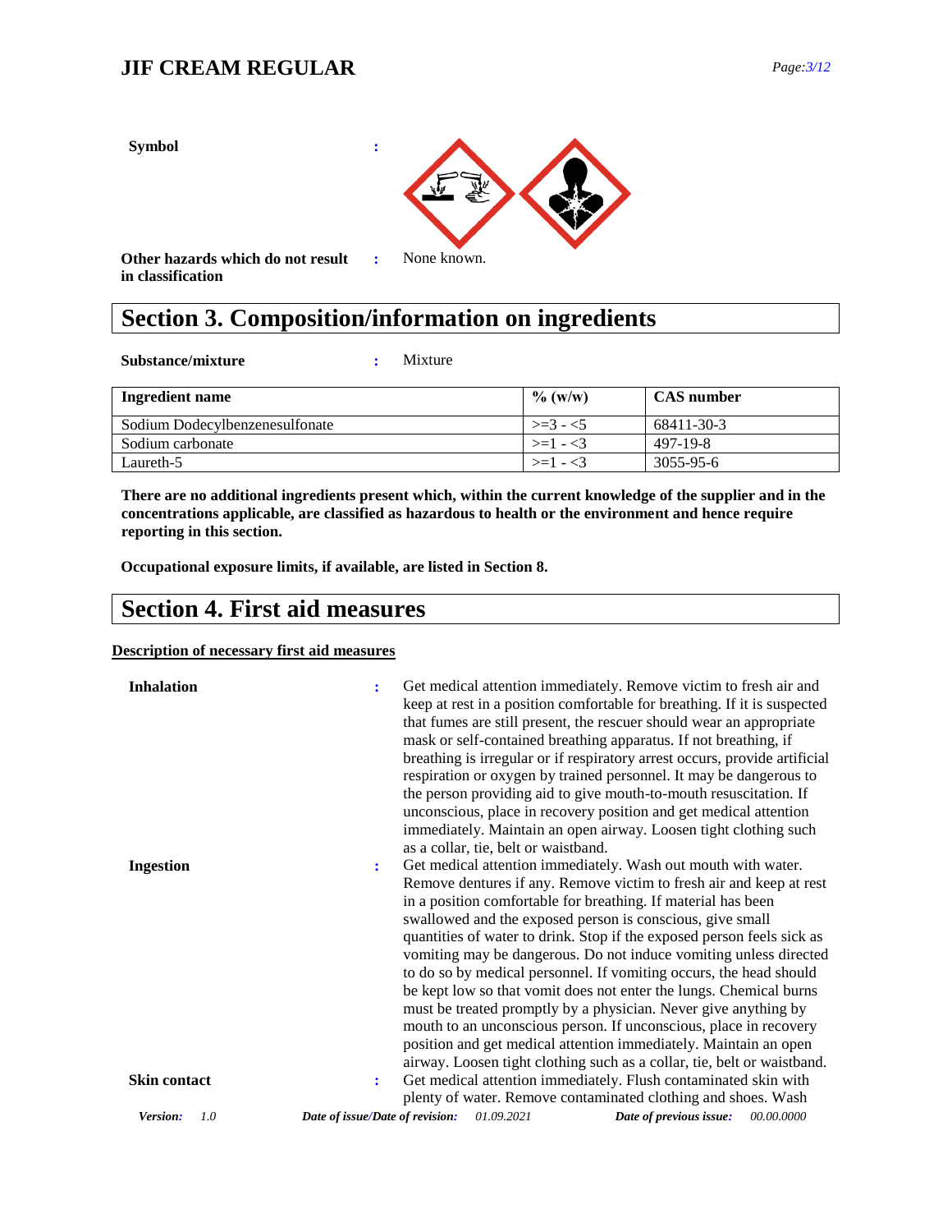**Symbol** :

**Other hazards which do not result in classification** : None known.

# Section 3. Composition/information on ingredients

**Substance/mixture** : Mixture

| Ingredient name | % (w/w) | CAS number |
| --- | --- | --- |
| Sodium Dodecylbenzenesulfonate | >=3 - <5 | 68411-30-3 |
| Sodium carbonate | >=1 - <3 | 497-19-8 |
| Laureth-5 | >=1 - <3 | 3055-95-6 |

**There are no additional ingredients present which, within the current knowledge of the supplier and in the concentrations applicable, are classified as hazardous to health or the environment and hence require reporting in this section.**

**Occupational exposure limits, if available, are listed in Section 8.**

# Section 4. First aid measures

**Description of necessary first aid measures**

**Inhalation** : Get medical attention immediately. Remove victim to fresh air and keep at rest in a position comfortable for breathing. If it is suspected that fumes are still present, the rescuer should wear an appropriate mask or self-contained breathing apparatus. If not breathing, if breathing is irregular or if respiratory arrest occurs, provide artificial respiration or oxygen by trained personnel. It may be dangerous to the person providing aid to give mouth-to-mouth resuscitation. If unconscious, place in recovery position and get medical attention immediately. Maintain an open airway. Loosen tight clothing such as a collar, tie, belt or waistband.

**Ingestion** : Get medical attention immediately. Wash out mouth with water. Remove dentures if any. Remove victim to fresh air and keep at rest in a position comfortable for breathing. If material has been swallowed and the exposed person is conscious, give small quantities of water to drink. Stop if the exposed person feels sick as vomiting may be dangerous. Do not induce vomiting unless directed to do so by medical personnel. If vomiting occurs, the head should be kept low so that vomit does not enter the lungs. Chemical burns must be treated promptly by a physician. Never give anything by mouth to an unconscious person. If unconscious, place in recovery position and get medical attention immediately. Maintain an open airway. Loosen tight clothing such as a collar, tie, belt or waistband.

**Skin contact** : Get medical attention immediately. Flush contaminated skin with plenty of water. Remove contaminated clothing and shoes. Wash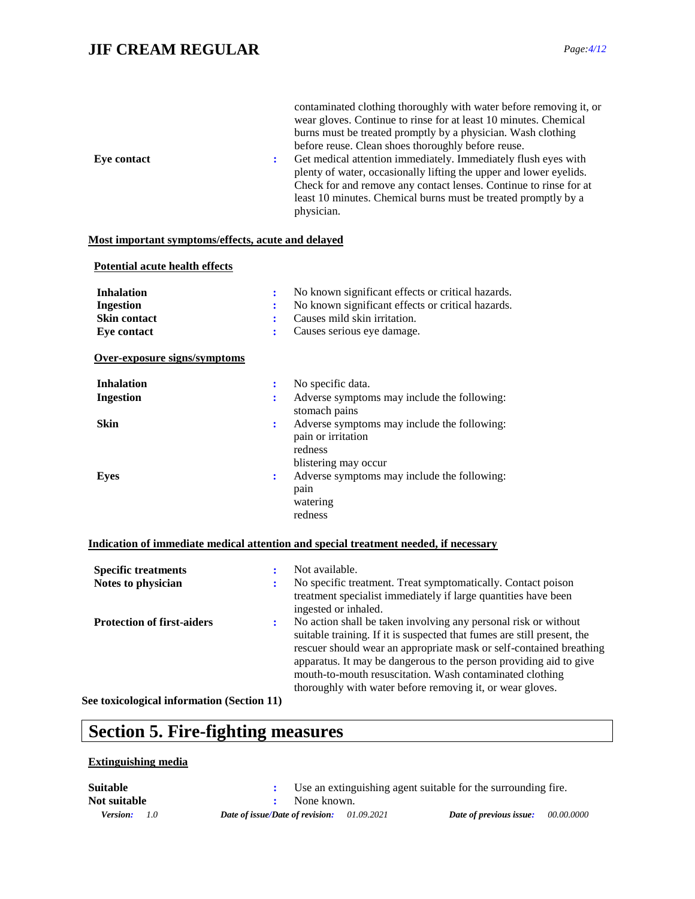| | | |
|---|---|---|
| | | contaminated clothing thoroughly with water before removing it, or wear gloves. Continue to rinse for at least 10 minutes. Chemical burns must be treated promptly by a physician. Wash clothing before reuse. Clean shoes thoroughly before reuse. |
| **Eye contact** | : | Get medical attention immediately. Immediately flush eyes with plenty of water, occasionally lifting the upper and lower eyelids. Check for and remove any contact lenses. Continue to rinse for at least 10 minutes. Chemical burns must be treated promptly by a physician. |

**Most important symptoms/effects, acute and delayed**

**Potential acute health effects**

| | | |
|---|---|---|
| **Inhalation** | : | No known significant effects or critical hazards. |
| **Ingestion** | : | No known significant effects or critical hazards. |
| **Skin contact** | : | Causes mild skin irritation. |
| **Eye contact** | : | Causes serious eye damage. |

**Over-exposure signs/symptoms**

| | | |
|---|---|---|
| **Inhalation** | : | No specific data. |
| **Ingestion** | : | Adverse symptoms may include the following:<br>stomach pains |
| **Skin** | : | Adverse symptoms may include the following:<br>pain or irritation<br>redness<br>blistering may occur |
| **Eyes** | : | Adverse symptoms may include the following:<br>pain<br>watering<br>redness |

**Indication of immediate medical attention and special treatment needed, if necessary**

| | | |
|---|---|---|
| **Specific treatments** | : | Not available. |
| **Notes to physician** | : | No specific treatment. Treat symptomatically. Contact poison treatment specialist immediately if large quantities have been ingested or inhaled. |
| **Protection of first-aiders** | : | No action shall be taken involving any personal risk or without suitable training. If it is suspected that fumes are still present, the rescuer should wear an appropriate mask or self-contained breathing apparatus. It may be dangerous to the person providing aid to give mouth-to-mouth resuscitation. Wash contaminated clothing thoroughly with water before removing it, or wear gloves. |

**See toxicological information (Section 11)**

## Section 5. Fire-fighting measures

**Extinguishing media**

| | | |
|---|---|---|
| **Suitable** | : | Use an extinguishing agent suitable for the surrounding fire. |
| **Not suitable** | : | None known. |

*Version: 1.0* *Date of issue/Date of revision: 01.09.2021* *Date of previous issue: 00.00.0000*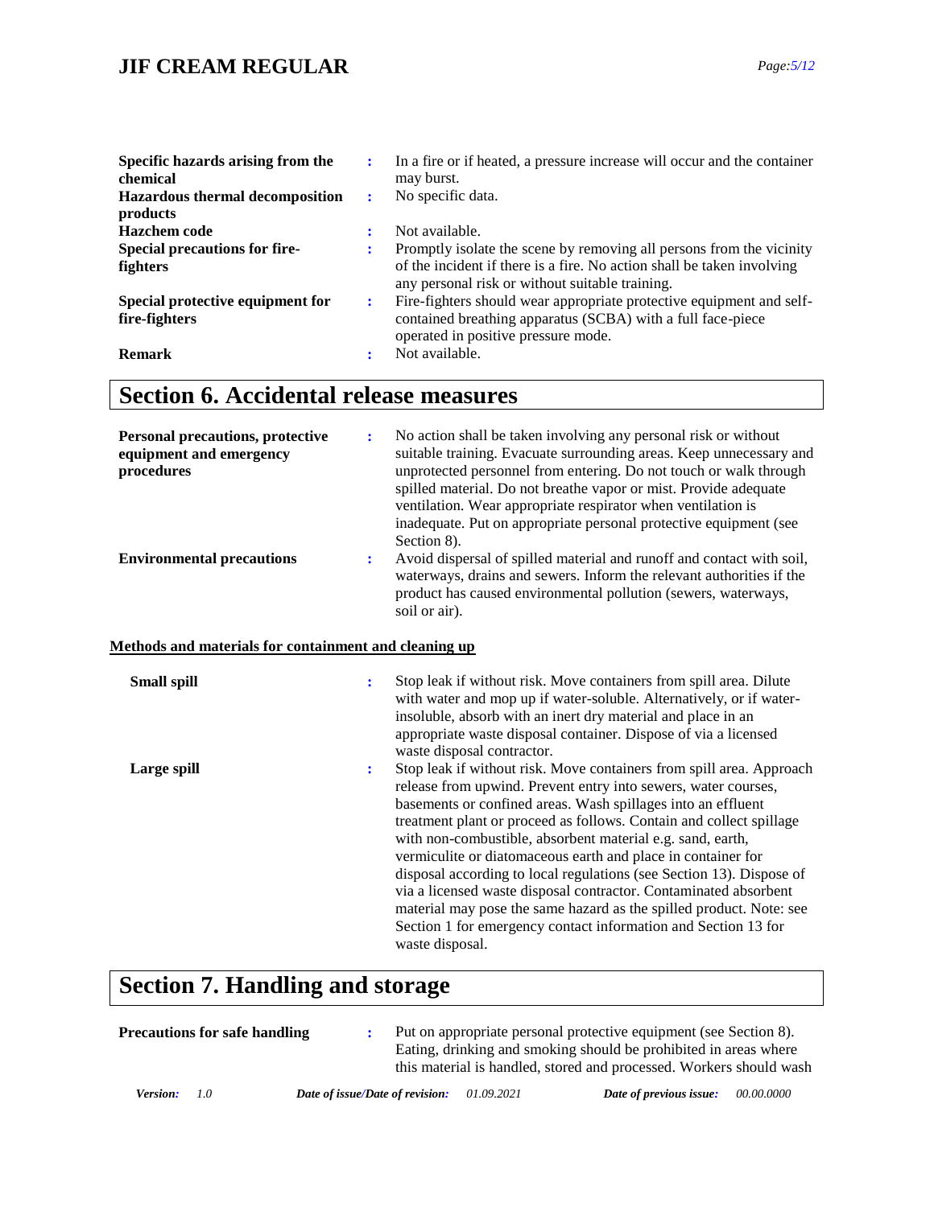| | | |
|---|---|---|
| **Specific hazards arising from the chemical** | : | In a fire or if heated, a pressure increase will occur and the container may burst. |
| **Hazardous thermal decomposition products** | : | No specific data. |
| **Hazchem code** | : | Not available. |
| **Special precautions for fire-fighters** | : | Promptly isolate the scene by removing all persons from the vicinity of the incident if there is a fire. No action shall be taken involving any personal risk or without suitable training. |
| **Special protective equipment for fire-fighters** | : | Fire-fighters should wear appropriate protective equipment and self-contained breathing apparatus (SCBA) with a full face-piece operated in positive pressure mode. |
| **Remark** | : | Not available. |

# Section 6. Accidental release measures

| | | |
|---|---|---|
| **Personal precautions, protective equipment and emergency procedures** | : | No action shall be taken involving any personal risk or without suitable training. Evacuate surrounding areas. Keep unnecessary and unprotected personnel from entering. Do not touch or walk through spilled material. Do not breathe vapor or mist. Provide adequate ventilation. Wear appropriate respirator when ventilation is inadequate. Put on appropriate personal protective equipment (see Section 8). |
| **Environmental precautions** | : | Avoid dispersal of spilled material and runoff and contact with soil, waterways, drains and sewers. Inform the relevant authorities if the product has caused environmental pollution (sewers, waterways, soil or air). |

**Methods and materials for containment and cleaning up**

| | | |
|---|---|---|
| **Small spill** | : | Stop leak if without risk. Move containers from spill area. Dilute with water and mop up if water-soluble. Alternatively, or if water-insoluble, absorb with an inert dry material and place in an appropriate waste disposal container. Dispose of via a licensed waste disposal contractor. |
| **Large spill** | : | Stop leak if without risk. Move containers from spill area. Approach release from upwind. Prevent entry into sewers, water courses, basements or confined areas. Wash spillages into an effluent treatment plant or proceed as follows. Contain and collect spillage with non-combustible, absorbent material e.g. sand, earth, vermiculite or diatomaceous earth and place in container for disposal according to local regulations (see Section 13). Dispose of via a licensed waste disposal contractor. Contaminated absorbent material may pose the same hazard as the spilled product. Note: see Section 1 for emergency contact information and Section 13 for waste disposal. |

# Section 7. Handling and storage

| | | |
|---|---|---|
| **Precautions for safe handling** | : | Put on appropriate personal protective equipment (see Section 8). Eating, drinking and smoking should be prohibited in areas where this material is handled, stored and processed. Workers should wash |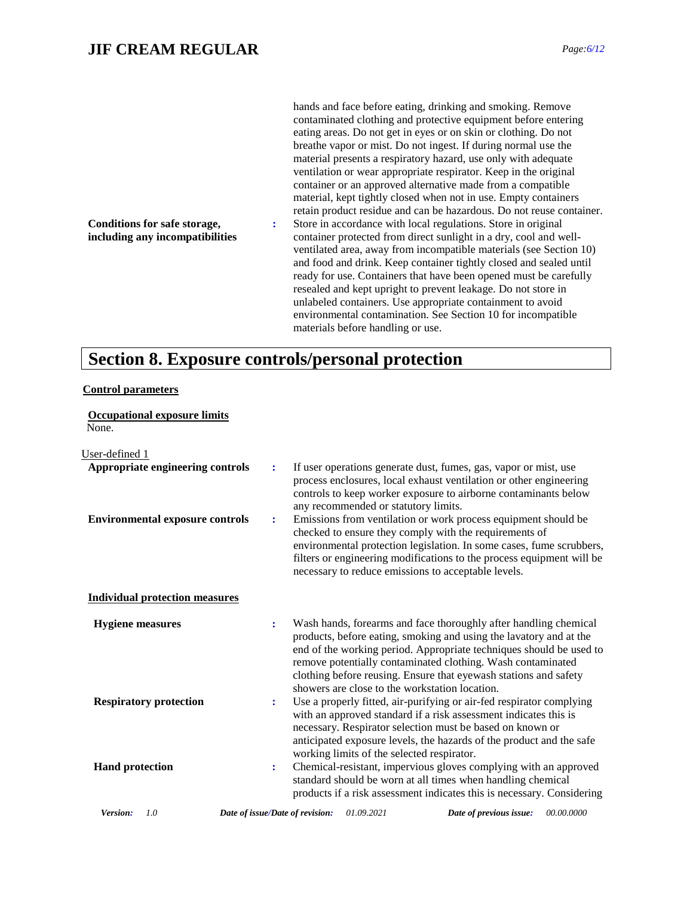hands and face before eating, drinking and smoking. Remove contaminated clothing and protective equipment before entering eating areas. Do not get in eyes or on skin or clothing. Do not breathe vapor or mist. Do not ingest. If during normal use the material presents a respiratory hazard, use only with adequate ventilation or wear appropriate respirator. Keep in the original container or an approved alternative made from a compatible material, kept tightly closed when not in use. Empty containers retain product residue and can be hazardous. Do not reuse container.

**Conditions for safe storage, including any incompatibilities** : Store in accordance with local regulations. Store in original container protected from direct sunlight in a dry, cool and well-ventilated area, away from incompatible materials (see Section 10) and food and drink. Keep container tightly closed and sealed until ready for use. Containers that have been opened must be carefully resealed and kept upright to prevent leakage. Do not store in unlabeled containers. Use appropriate containment to avoid environmental contamination. See Section 10 for incompatible materials before handling or use.

## Section 8. Exposure controls/personal protection

**Control parameters**

**Occupational exposure limits**

None.

User-defined 1

**Appropriate engineering controls** : If user operations generate dust, fumes, gas, vapor or mist, use process enclosures, local exhaust ventilation or other engineering controls to keep worker exposure to airborne contaminants below any recommended or statutory limits.

**Environmental exposure controls** : Emissions from ventilation or work process equipment should be checked to ensure they comply with the requirements of environmental protection legislation. In some cases, fume scrubbers, filters or engineering modifications to the process equipment will be necessary to reduce emissions to acceptable levels.

**Individual protection measures**

**Hygiene measures** : Wash hands, forearms and face thoroughly after handling chemical products, before eating, smoking and using the lavatory and at the end of the working period. Appropriate techniques should be used to remove potentially contaminated clothing. Wash contaminated clothing before reusing. Ensure that eyewash stations and safety showers are close to the workstation location.

**Respiratory protection** : Use a properly fitted, air-purifying or air-fed respirator complying with an approved standard if a risk assessment indicates this is necessary. Respirator selection must be based on known or anticipated exposure levels, the hazards of the product and the safe working limits of the selected respirator.

**Hand protection** : Chemical-resistant, impervious gloves complying with an approved standard should be worn at all times when handling chemical products if a risk assessment indicates this is necessary. Considering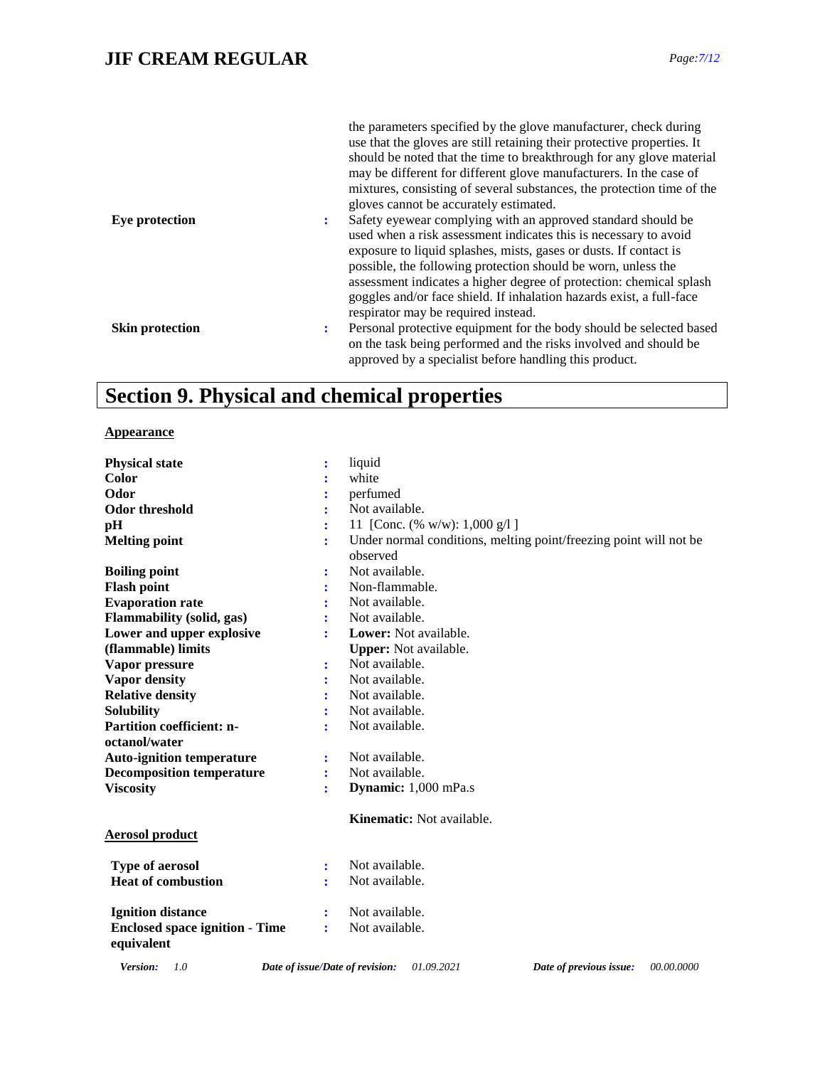| | | |
|---|---|---|
| | | the parameters specified by the glove manufacturer, check during use that the gloves are still retaining their protective properties. It should be noted that the time to breakthrough for any glove material may be different for different glove manufacturers. In the case of mixtures, consisting of several substances, the protection time of the gloves cannot be accurately estimated. |
| **Eye protection** | : | Safety eyewear complying with an approved standard should be used when a risk assessment indicates this is necessary to avoid exposure to liquid splashes, mists, gases or dusts. If contact is possible, the following protection should be worn, unless the assessment indicates a higher degree of protection: chemical splash goggles and/or face shield. If inhalation hazards exist, a full-face respirator may be required instead. |
| **Skin protection** | : | Personal protective equipment for the body should be selected based on the task being performed and the risks involved and should be approved by a specialist before handling this product. |

# Section 9. Physical and chemical properties

**Appearance**

| | | |
|---|---|---|
| **Physical state** | : | liquid |
| **Color** | : | white |
| **Odor** | : | perfumed |
| **Odor threshold** | : | Not available. |
| **pH** | : | 11 [Conc. (% w/w): 1,000 g/l ] |
| **Melting point** | : | Under normal conditions, melting point/freezing point will not be observed |
| **Boiling point** | : | Not available. |
| **Flash point** | : | Non-flammable. |
| **Evaporation rate** | : | Not available. |
| **Flammability (solid, gas)** | : | Not available. |
| **Lower and upper explosive (flammable) limits** | : | **Lower:** Not available.<br>**Upper:** Not available. |
| **Vapor pressure** | : | Not available. |
| **Vapor density** | : | Not available. |
| **Relative density** | : | Not available. |
| **Solubility** | : | Not available. |
| **Partition coefficient: n-octanol/water** | : | Not available. |
| **Auto-ignition temperature** | : | Not available. |
| **Decomposition temperature** | : | Not available. |
| **Viscosity** | : | **Dynamic:** 1,000 mPa.s<br><br>**Kinematic:** Not available. |

**Aerosol product**

| | | |
|---|---|---|
| **Type of aerosol** | : | Not available. |
| **Heat of combustion** | : | Not available. |
| **Ignition distance** | : | Not available. |
| **Enclosed space ignition - Time equivalent** | : | Not available. |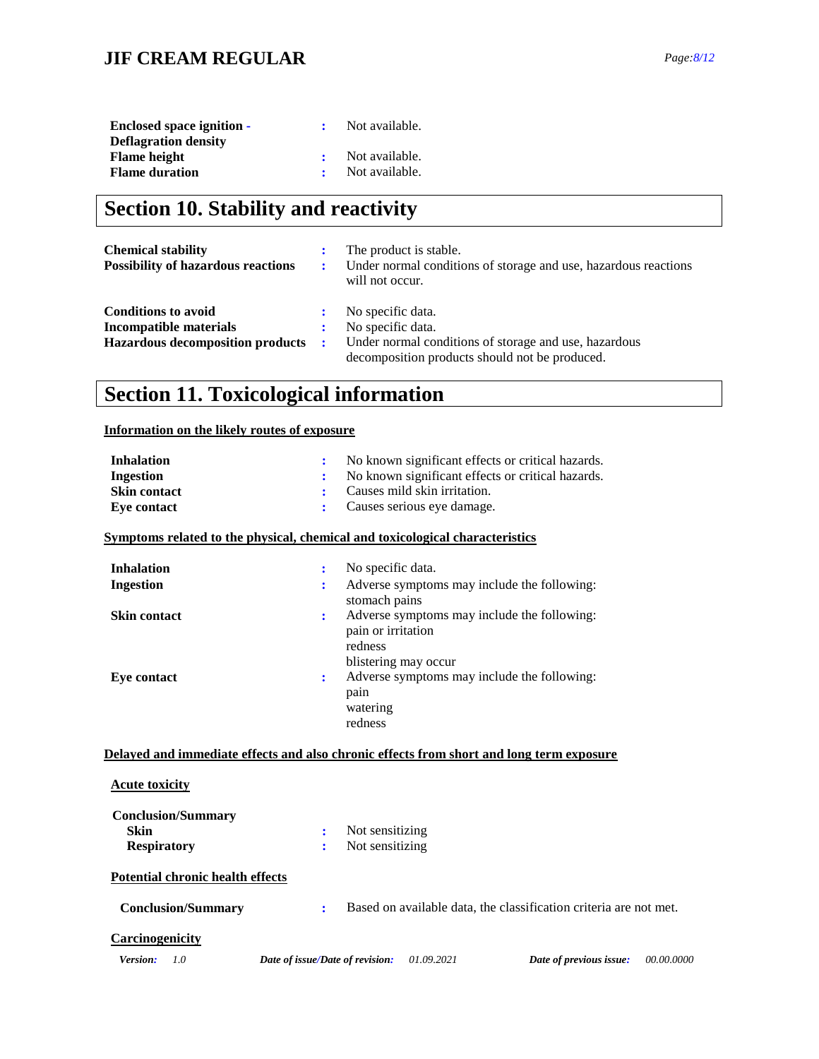**Enclosed space ignition - Deflagration density** : Not available.
**Flame height** : Not available.
**Flame duration** : Not available.

## Section 10. Stability and reactivity

**Chemical stability** : The product is stable.
**Possibility of hazardous reactions** : Under normal conditions of storage and use, hazardous reactions will not occur.

**Conditions to avoid** : No specific data.
**Incompatible materials** : No specific data.
**Hazardous decomposition products** : Under normal conditions of storage and use, hazardous decomposition products should not be produced.

## Section 11. Toxicological information

**Information on the likely routes of exposure**

**Inhalation** : No known significant effects or critical hazards.
**Ingestion** : No known significant effects or critical hazards.
**Skin contact** : Causes mild skin irritation.
**Eye contact** : Causes serious eye damage.

**Symptoms related to the physical, chemical and toxicological characteristics**

**Inhalation** : No specific data.
**Ingestion** : Adverse symptoms may include the following:
stomach pains
**Skin contact** : Adverse symptoms may include the following:
pain or irritation
redness
blistering may occur
**Eye contact** : Adverse symptoms may include the following:
pain
watering
redness

**Delayed and immediate effects and also chronic effects from short and long term exposure**

**Acute toxicity**

**Conclusion/Summary**
**Skin** : Not sensitizing
**Respiratory** : Not sensitizing

**Potential chronic health effects**

**Conclusion/Summary** : Based on available data, the classification criteria are not met.

**Carcinogenicity**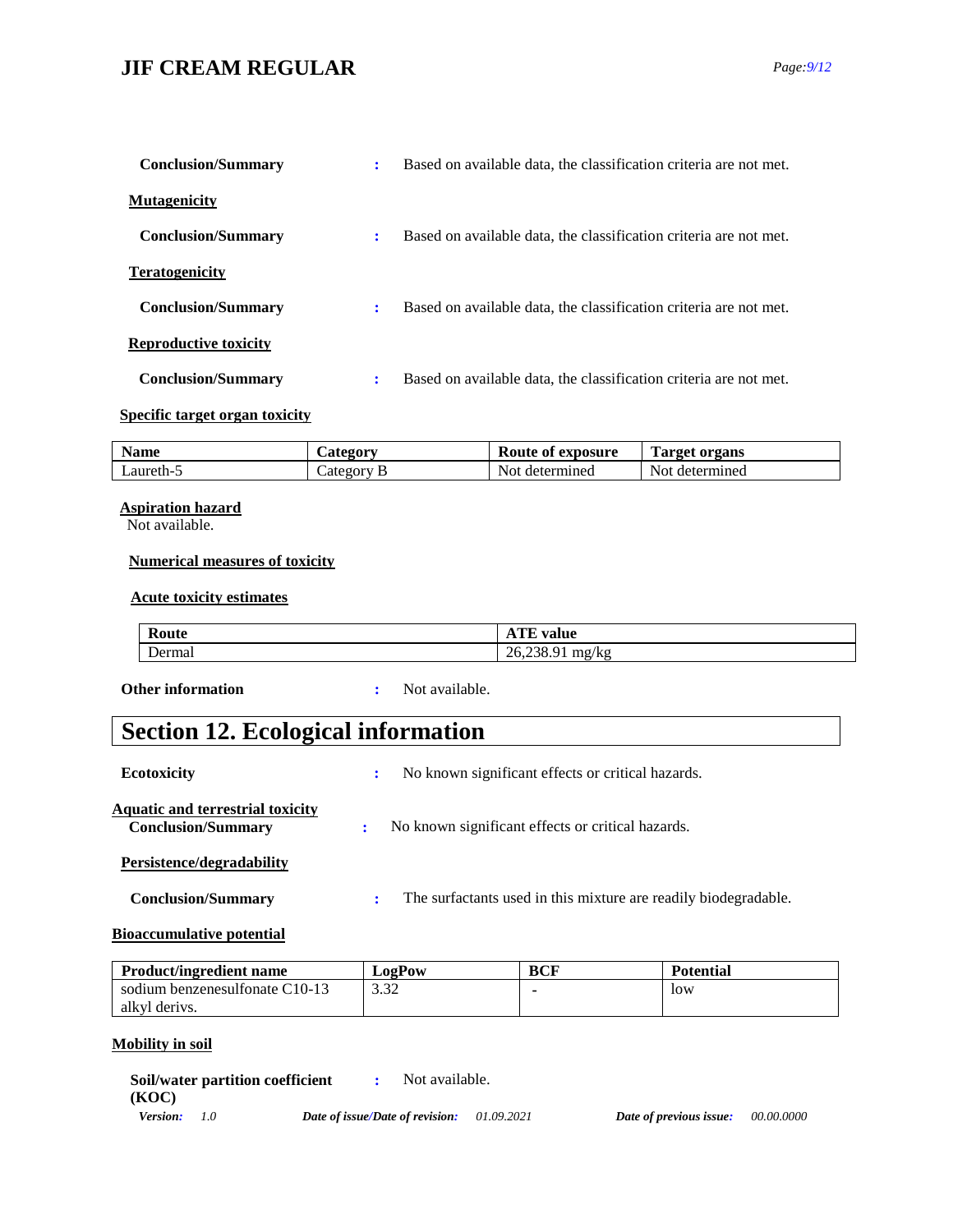**Conclusion/Summary** : Based on available data, the classification criteria are not met.

**Mutagenicity**

**Conclusion/Summary** : Based on available data, the classification criteria are not met.

**Teratogenicity**

**Conclusion/Summary** : Based on available data, the classification criteria are not met.

**Reproductive toxicity**

**Conclusion/Summary** : Based on available data, the classification criteria are not met.

**Specific target organ toxicity**

| Name | Category | Route of exposure | Target organs |
|---|---|---|---|
| Laureth-5 | Category B | Not determined | Not determined |

**Aspiration hazard**

Not available.

**Numerical measures of toxicity**

**Acute toxicity estimates**

| Route | ATE value |
|---|---|
| Dermal | 26,238.91 mg/kg |

**Other information** : Not available.

# Section 12. Ecological information

**Ecotoxicity** : No known significant effects or critical hazards.

**Aquatic and terrestrial toxicity**

**Conclusion/Summary** : No known significant effects or critical hazards.

**Persistence/degradability**

**Conclusion/Summary** : The surfactants used in this mixture are readily biodegradable.

**Bioaccumulative potential**

| Product/ingredient name | LogPow | BCF | Potential |
|---|---|---|---|
| sodium benzenesulfonate C10-13 alkyl derivs. | 3.32 | - | low |

**Mobility in soil**

**Soil/water partition coefficient (KOC)** : Not available.

*Version: 1.0* *Date of issue/Date of revision: 01.09.2021* *Date of previous issue: 00.00.0000*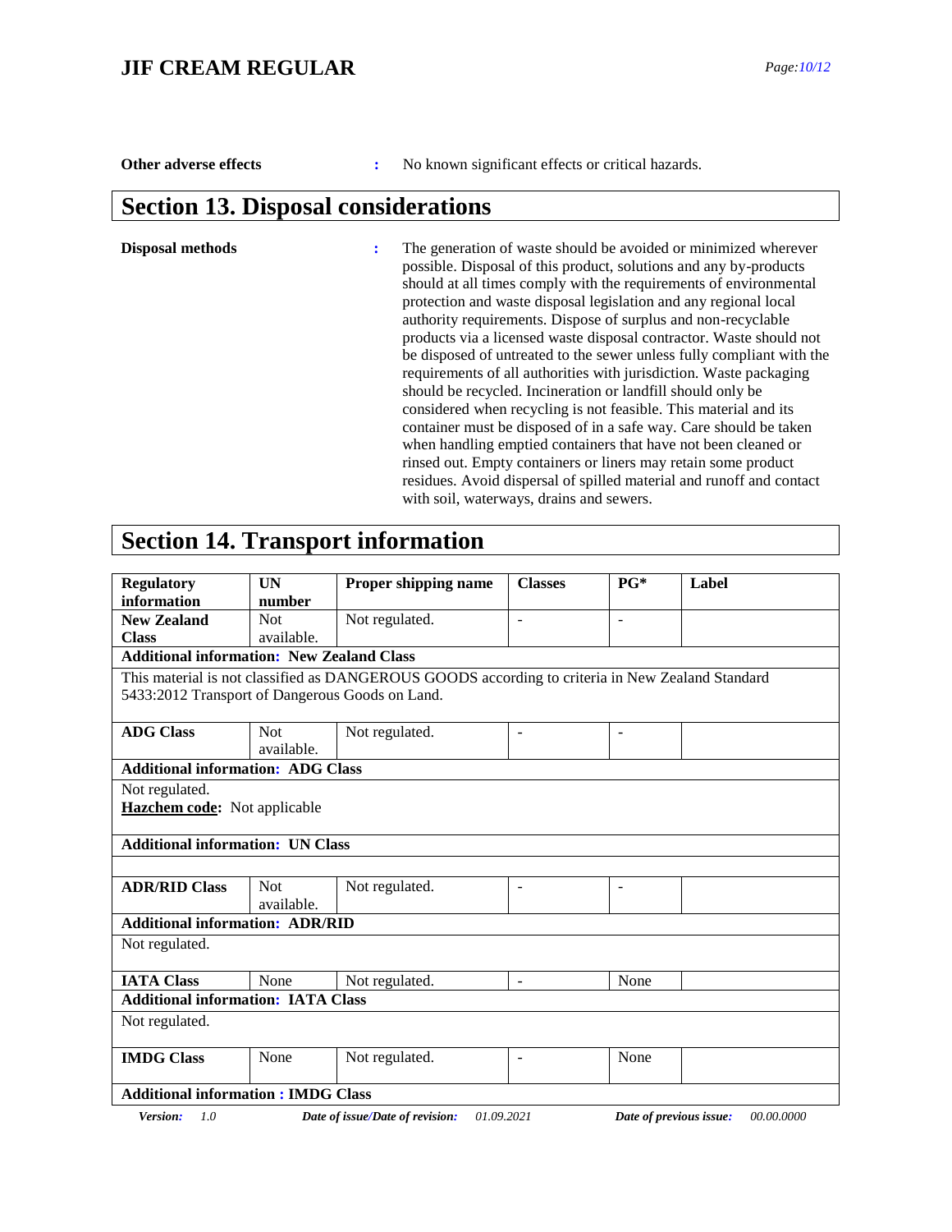**Other adverse effects** : No known significant effects or critical hazards.

## Section 13. Disposal considerations

**Disposal methods** : The generation of waste should be avoided or minimized wherever possible. Disposal of this product, solutions and any by-products should at all times comply with the requirements of environmental protection and waste disposal legislation and any regional local authority requirements. Dispose of surplus and non-recyclable products via a licensed waste disposal contractor. Waste should not be disposed of untreated to the sewer unless fully compliant with the requirements of all authorities with jurisdiction. Waste packaging should be recycled. Incineration or landfill should only be considered when recycling is not feasible. This material and its container must be disposed of in a safe way. Care should be taken when handling emptied containers that have not been cleaned or rinsed out. Empty containers or liners may retain some product residues. Avoid dispersal of spilled material and runoff and contact with soil, waterways, drains and sewers.

## Section 14. Transport information

| Regulatory information | UN number | Proper shipping name | Classes | PG* | Label |
|---|---|---|---|---|---|
| **New Zealand Class** | Not available. | Not regulated. | - | - | |
| **Additional information: New Zealand Class** | | | | | |
| This material is not classified as DANGEROUS GOODS according to criteria in New Zealand Standard 5433:2012 Transport of Dangerous Goods on Land. | | | | | |
| **ADG Class** | Not available. | Not regulated. | - | - | |
| **Additional information: ADG Class** | | | | | |
| Not regulated. **Hazchem code:** Not applicable | | | | | |
| **Additional information: UN Class** | | | | | |
| | | | | | |
| **ADR/RID Class** | Not available. | Not regulated. | - | - | |
| **Additional information: ADR/RID** | | | | | |
| Not regulated. | | | | | |
| **IATA Class** | None | Not regulated. | - | None | |
| **Additional information: IATA Class** | | | | | |
| Not regulated. | | | | | |
| **IMDG Class** | None | Not regulated. | - | None | |
| **Additional information : IMDG Class** | | | | | |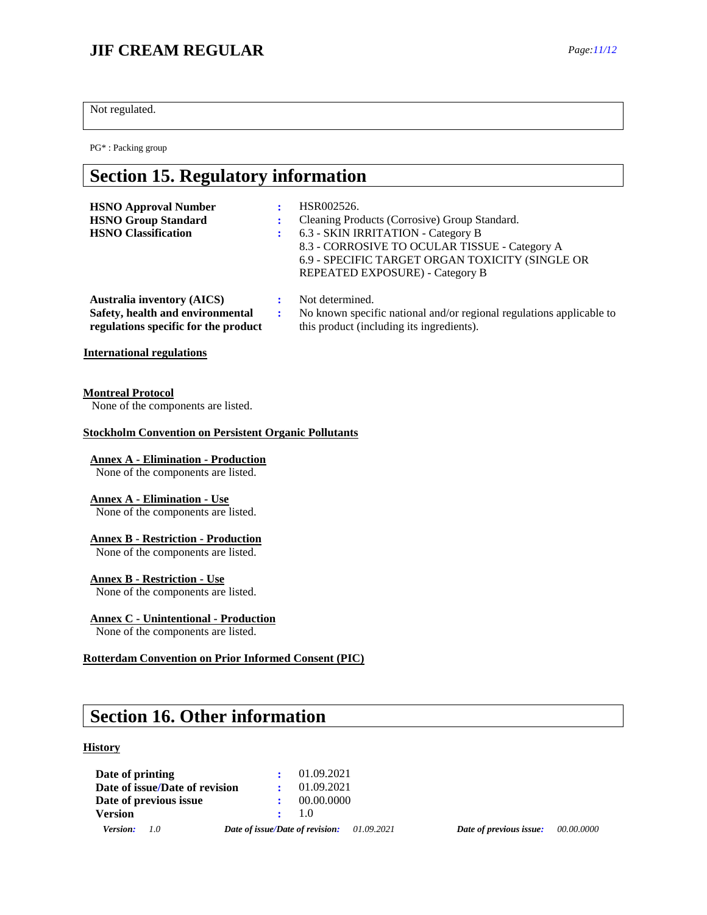| Not regulated. |
| --- |

PG* : Packing group

# Section 15. Regulatory information

**HSNO Approval Number** : HSR002526.

**HSNO Group Standard** : Cleaning Products (Corrosive) Group Standard.

**HSNO Classification** : 6.3 - SKIN IRRITATION - Category B
8.3 - CORROSIVE TO OCULAR TISSUE - Category A
6.9 - SPECIFIC TARGET ORGAN TOXICITY (SINGLE OR REPEATED EXPOSURE) - Category B

**Australia inventory (AICS)** : Not determined.

**Safety, health and environmental regulations specific for the product** : No known specific national and/or regional regulations applicable to this product (including its ingredients).

**International regulations**

**Montreal Protocol**

None of the components are listed.

**Stockholm Convention on Persistent Organic Pollutants**

**Annex A - Elimination - Production**

None of the components are listed.

**Annex A - Elimination - Use**

None of the components are listed.

**Annex B - Restriction - Production**

None of the components are listed.

**Annex B - Restriction - Use**

None of the components are listed.

**Annex C - Unintentional - Production**

None of the components are listed.

**Rotterdam Convention on Prior Informed Consent (PIC)**

# Section 16. Other information

**History**

**Date of printing** : 01.09.2021

**Date of issue/Date of revision** : 01.09.2021

**Date of previous issue** : 00.00.0000

**Version** : 1.0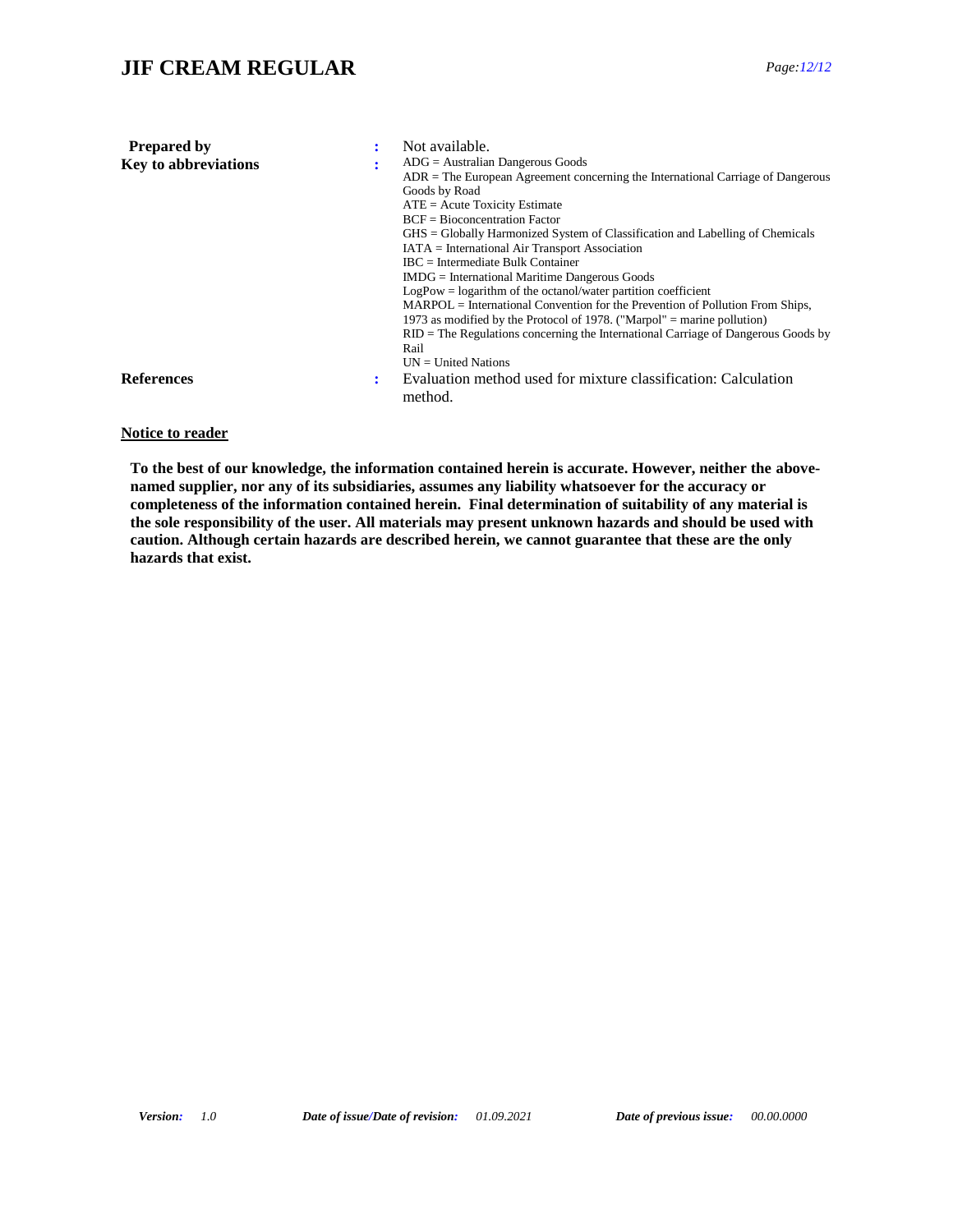**Prepared by** : Not available.

**Key to abbreviations** :

ADG = Australian Dangerous Goods
ADR = The European Agreement concerning the International Carriage of Dangerous Goods by Road
ATE = Acute Toxicity Estimate
BCF = Bioconcentration Factor
GHS = Globally Harmonized System of Classification and Labelling of Chemicals
IATA = International Air Transport Association
IBC = Intermediate Bulk Container
IMDG = International Maritime Dangerous Goods
LogPow = logarithm of the octanol/water partition coefficient
MARPOL = International Convention for the Prevention of Pollution From Ships, 1973 as modified by the Protocol of 1978. ("Marpol" = marine pollution)
RID = The Regulations concerning the International Carriage of Dangerous Goods by Rail
UN = United Nations

**References** : Evaluation method used for mixture classification: Calculation method.

**Notice to reader**

**To the best of our knowledge, the information contained herein is accurate. However, neither the above-named supplier, nor any of its subsidiaries, assumes any liability whatsoever for the accuracy or completeness of the information contained herein. Final determination of suitability of any material is the sole responsibility of the user. All materials may present unknown hazards and should be used with caution. Although certain hazards are described herein, we cannot guarantee that these are the only hazards that exist.**

*Version:* 1.0 *Date of issue/Date of revision:* 01.09.2021 *Date of previous issue:* 00.00.0000